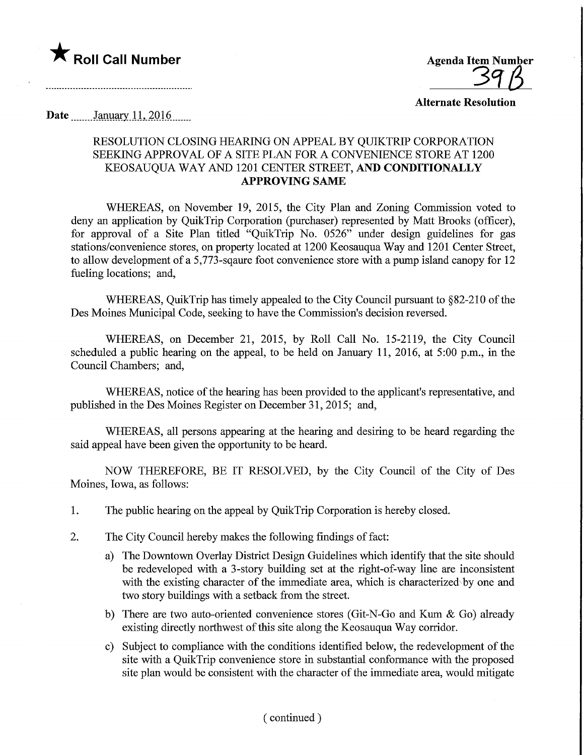★ **Roll Call Number**

..............................................................

**Agenda Item Number**

39B

**Alternate Resolution**

**Date** January 11, 2016

RESOLUTION CLOSING HEARING ON APPEAL BY QUIKTRIP CORPORATION SEEKING APPROVAL OF A SITE PLAN FOR A CONVENIENCE STORE AT 1200 KEOSAUQUA WAY AND 1201 CENTER STREET, **AND CONDITIONALLY APPROVING SAME**

WHEREAS, on November 19, 2015, the City Plan and Zoning Commission voted to deny an application by QuikTrip Corporation (purchaser) represented by Matt Brooks (officer), for approval of a Site Plan titled "QuikTrip No. 0526" under design guidelines for gas stations/convenience stores, on property located at 1200 Keosauqua Way and 1201 Center Street, to allow development of a 5,773-sqaure foot convenience store with a pump island canopy for 12 fueling locations; and,

WHEREAS, QuikTrip has timely appealed to the City Council pursuant to §82-210 of the Des Moines Municipal Code, seeking to have the Commission's decision reversed.

WHEREAS, on December 21, 2015, by Roll Call No. 15-2119, the City Council scheduled a public hearing on the appeal, to be held on January 11, 2016, at 5:00 p.m., in the Council Chambers; and,

WHEREAS, notice of the hearing has been provided to the applicant's representative, and published in the Des Moines Register on December 31, 2015; and,

WHEREAS, all persons appearing at the hearing and desiring to be heard regarding the said appeal have been given the opportunity to be heard.

NOW THEREFORE, BE IT RESOLVED, by the City Council of the City of Des Moines, Iowa, as follows:

1. The public hearing on the appeal by QuikTrip Corporation is hereby closed.

2. The City Council hereby makes the following findings of fact:

   a) The Downtown Overlay District Design Guidelines which identify that the site should be redeveloped with a 3-story building set at the right-of-way line are inconsistent with the existing character of the immediate area, which is characterized by one and two story buildings with a setback from the street.

   b) There are two auto-oriented convenience stores (Git-N-Go and Kum & Go) already existing directly northwest of this site along the Keosauqua Way corridor.

   c) Subject to compliance with the conditions identified below, the redevelopment of the site with a QuikTrip convenience store in substantial conformance with the proposed site plan would be consistent with the character of the immediate area, would mitigate

( continued )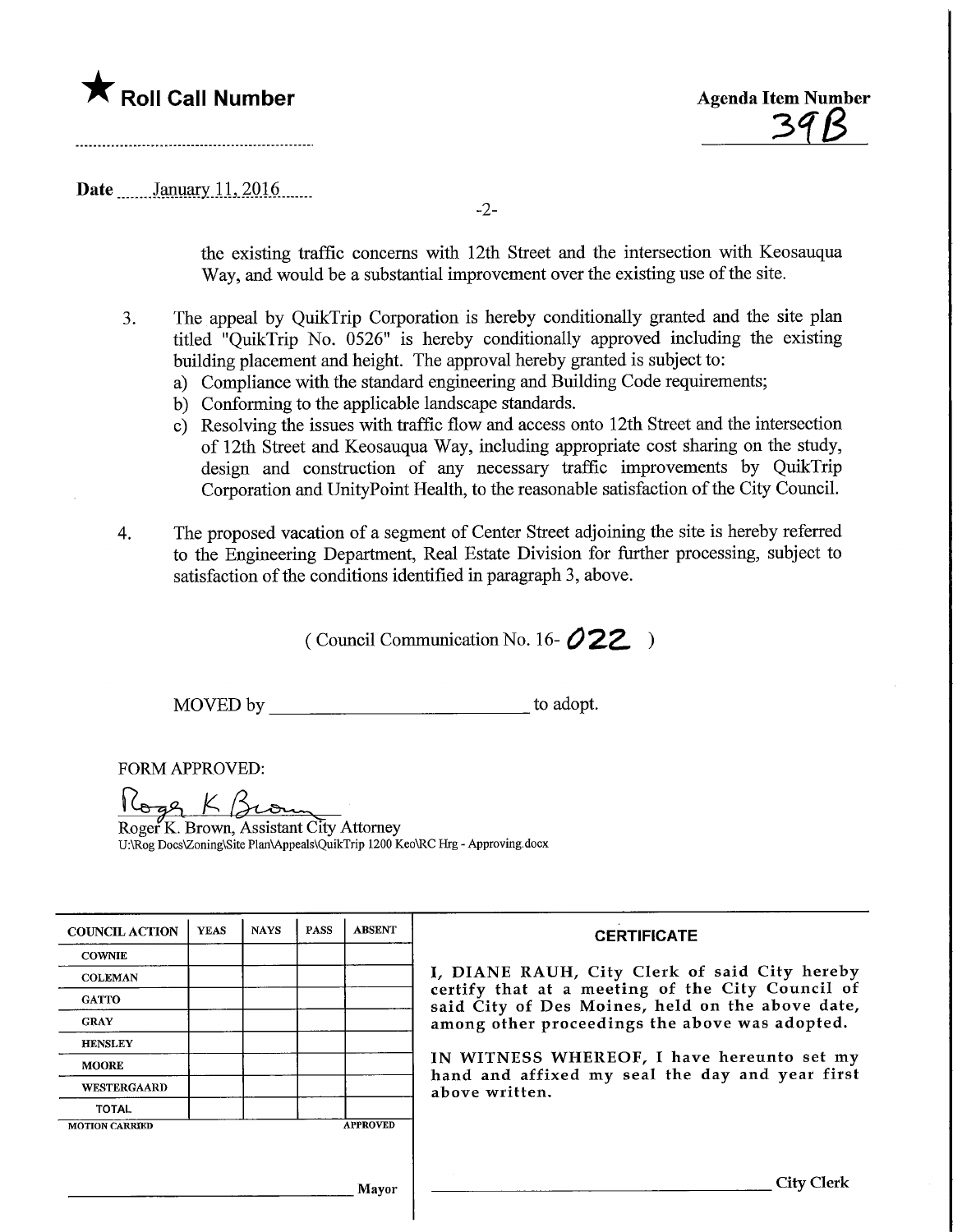★ **Roll Call Number**

**Agenda Item Number**
39B

**Date** January 11, 2016

the existing traffic concerns with 12th Street and the intersection with Keosauqua Way, and would be a substantial improvement over the existing use of the site.

3. The appeal by QuikTrip Corporation is hereby conditionally granted and the site plan titled "QuikTrip No. 0526" is hereby conditionally approved including the existing building placement and height. The approval hereby granted is subject to:
   a) Compliance with the standard engineering and Building Code requirements;
   b) Conforming to the applicable landscape standards.
   c) Resolving the issues with traffic flow and access onto 12th Street and the intersection of 12th Street and Keosauqua Way, including appropriate cost sharing on the study, design and construction of any necessary traffic improvements by QuikTrip Corporation and UnityPoint Health, to the reasonable satisfaction of the City Council.

4. The proposed vacation of a segment of Center Street adjoining the site is hereby referred to the Engineering Department, Real Estate Division for further processing, subject to satisfaction of the conditions identified in paragraph 3, above.

(Council Communication No. 16- 022 )

MOVED by ______________________ to adopt.

FORM APPROVED:

Roger K. Brown, Assistant City Attorney
U:\Rog Docs\Zoning\Site Plan\Appeals\QuikTrip 1200 Keo\RC Hrg - Approving.docx

| COUNCIL ACTION | YEAS | NAYS | PASS | ABSENT |
|---|---|---|---|---|
| COWNIE | | | | |
| COLEMAN | | | | |
| GATTO | | | | |
| GRAY | | | | |
| HENSLEY | | | | |
| MOORE | | | | |
| WESTERGAARD | | | | |
| TOTAL | | | | |
| MOTION CARRIED | | | | APPROVED |

______________________ Mayor

**CERTIFICATE**

I, DIANE RAUH, City Clerk of said City hereby certify that at a meeting of the City Council of said City of Des Moines, held on the above date, among other proceedings the above was adopted.

IN WITNESS WHEREOF, I have hereunto set my hand and affixed my seal the day and year first above written.

______________________ City Clerk